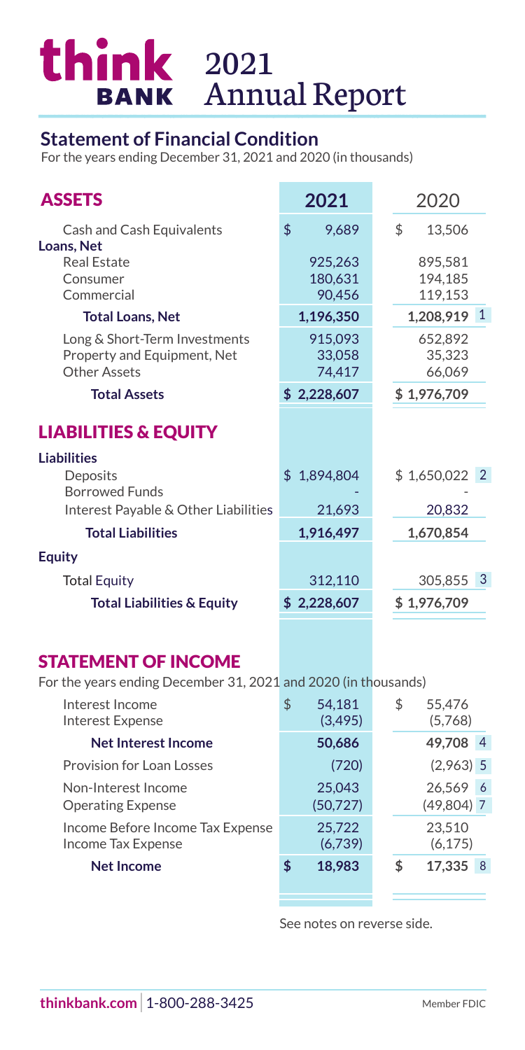# think BANK 2021 Annual Report

## Statement of Financial Condition

For the years ending December 31, 2021 and 2020 (in thousands)

| ASSETS | 2021 | 2020 |
|---|---|---|
| Cash and Cash Equivalents | $ 9,689 | $ 13,506 |
| **Loans, Net** | | |
| Real Estate | 925,263 | 895,581 |
| Consumer | 180,631 | 194,185 |
| Commercial | 90,456 | 119,153 |
| **Total Loans, Net** | **1,196,350** | **1,208,919** [1] |
| Long & Short-Term Investments | 915,093 | 652,892 |
| Property and Equipment, Net | 33,058 | 35,323 |
| Other Assets | 74,417 | 66,069 |
| **Total Assets** | **$ 2,228,607** | **$ 1,976,709** |

## LIABILITIES & EQUITY

| | 2021 | 2020 |
|---|---|---|
| **Liabilities** | | |
| Deposits | $ 1,894,804 | $ 1,650,022 [2] |
| Borrowed Funds | - | - |
| Interest Payable & Other Liabilities | 21,693 | 20,832 |
| **Total Liabilities** | **1,916,497** | **1,670,854** |
| **Equity** | | |
| Total Equity | 312,110 | 305,855 [3] |
| **Total Liabilities & Equity** | **$ 2,228,607** | **$ 1,976,709** |

## STATEMENT OF INCOME

For the years ending December 31, 2021 and 2020 (in thousands)

| | 2021 | 2020 |
|---|---|---|
| Interest Income | $ 54,181 | $ 55,476 |
| Interest Expense | (3,495) | (5,768) |
| **Net Interest Income** | **50,686** | **49,708** [4] |
| Provision for Loan Losses | (720) | (2,963) [5] |
| Non-Interest Income | 25,043 | 26,569 [6] |
| Operating Expense | (50,727) | (49,804) [7] |
| Income Before Income Tax Expense | 25,722 | 23,510 |
| Income Tax Expense | (6,739) | (6,175) |
| **Net Income** | **$ 18,983** | **$ 17,335** [8] |

See notes on reverse side.

**thinkbank.com** | 1-800-288-3425

Member FDIC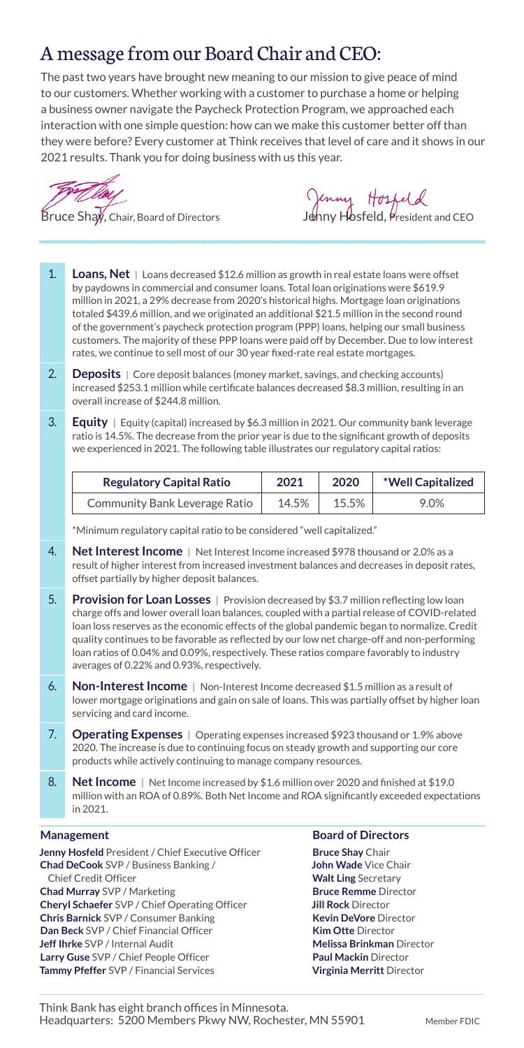# A message from our Board Chair and CEO:

The past two years have brought new meaning to our mission to give peace of mind to our customers. Whether working with a customer to purchase a home or helping a business owner navigate the Paycheck Protection Program, we approached each interaction with one simple question: how can we make this customer better off than they were before? Every customer at Think receives that level of care and it shows in our 2021 results. Thank you for doing business with us this year.

Bruce Shay, Chair, Board of Directors

Jenny Hosfeld, President and CEO

1. **Loans, Net** | Loans decreased $12.6 million as growth in real estate loans were offset by paydowns in commercial and consumer loans. Total loan originations were $619.9 million in 2021, a 29% decrease from 2020's historical highs. Mortgage loan originations totaled $439.6 million, and we originated an additional $21.5 million in the second round of the government's paycheck protection program (PPP) loans, helping our small business customers. The majority of these PPP loans were paid off by December. Due to low interest rates, we continue to sell most of our 30 year fixed-rate real estate mortgages.

2. **Deposits** | Core deposit balances (money market, savings, and checking accounts) increased $253.1 million while certificate balances decreased $8.3 million, resulting in an overall increase of $244.8 million.

3. **Equity** | Equity (capital) increased by $6.3 million in 2021. Our community bank leverage ratio is 14.5%. The decrease from the prior year is due to the significant growth of deposits we experienced in 2021. The following table illustrates our regulatory capital ratios:

| Regulatory Capital Ratio | 2021 | 2020 | *Well Capitalized |
|---|---|---|---|
| Community Bank Leverage Ratio | 14.5% | 15.5% | 9.0% |

*Minimum regulatory capital ratio to be considered "well capitalized."

4. **Net Interest Income** | Net Interest Income increased $978 thousand or 2.0% as a result of higher interest from increased investment balances and decreases in deposit rates, offset partially by higher deposit balances.

5. **Provision for Loan Losses** | Provision decreased by $3.7 million reflecting low loan charge offs and lower overall loan balances, coupled with a partial release of COVID-related loan loss reserves as the economic effects of the global pandemic began to normalize. Credit quality continues to be favorable as reflected by our low net charge-off and non-performing loan ratios of 0.04% and 0.09%, respectively. These ratios compare favorably to industry averages of 0.22% and 0.93%, respectively.

6. **Non-Interest Income** | Non-Interest Income decreased $1.5 million as a result of lower mortgage originations and gain on sale of loans. This was partially offset by higher loan servicing and card income.

7. **Operating Expenses** | Operating expenses increased $923 thousand or 1.9% above 2020. The increase is due to continuing focus on steady growth and supporting our core products while actively continuing to manage company resources.

8. **Net Income** | Net Income increased by $1.6 million over 2020 and finished at $19.0 million with an ROA of 0.89%. Both Net Income and ROA significantly exceeded expectations in 2021.

## Management

**Jenny Hosfeld** President / Chief Executive Officer
**Chad DeCook** SVP / Business Banking / Chief Credit Officer
**Chad Murray** SVP / Marketing
**Cheryl Schaefer** SVP / Chief Operating Officer
**Chris Barnick** SVP / Consumer Banking
**Dan Beck** SVP / Chief Financial Officer
**Jeff Ihrke** SVP / Internal Audit
**Larry Guse** SVP / Chief People Officer
**Tammy Pfeffer** SVP / Financial Services

## Board of Directors

**Bruce Shay** Chair
**John Wade** Vice Chair
**Walt Ling** Secretary
**Bruce Remme** Director
**Jill Rock** Director
**Kevin DeVore** Director
**Kim Otte** Director
**Melissa Brinkman** Director
**Paul Mackin** Director
**Virginia Merritt** Director

Think Bank has eight branch offices in Minnesota.
Headquarters: 5200 Members Pkwy NW, Rochester, MN 55901

Member FDIC